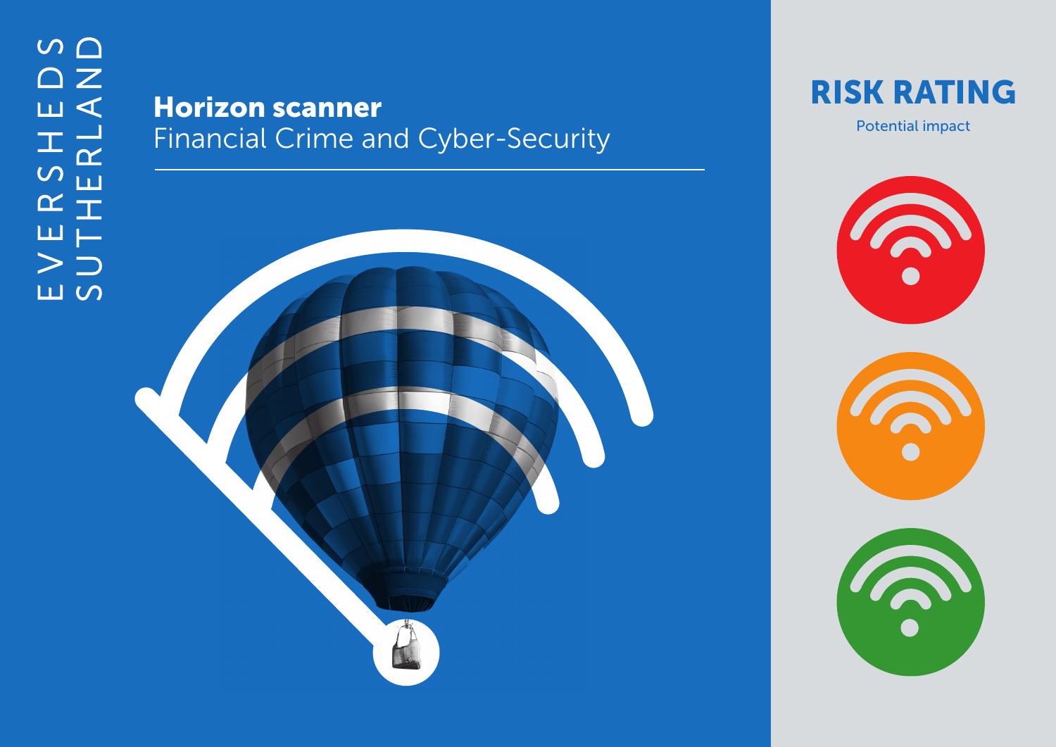EVERSHEDS SUTHERLAND

# Horizon scanner

## Financial Crime and Cyber-Security

# RISK RATING

Potential impact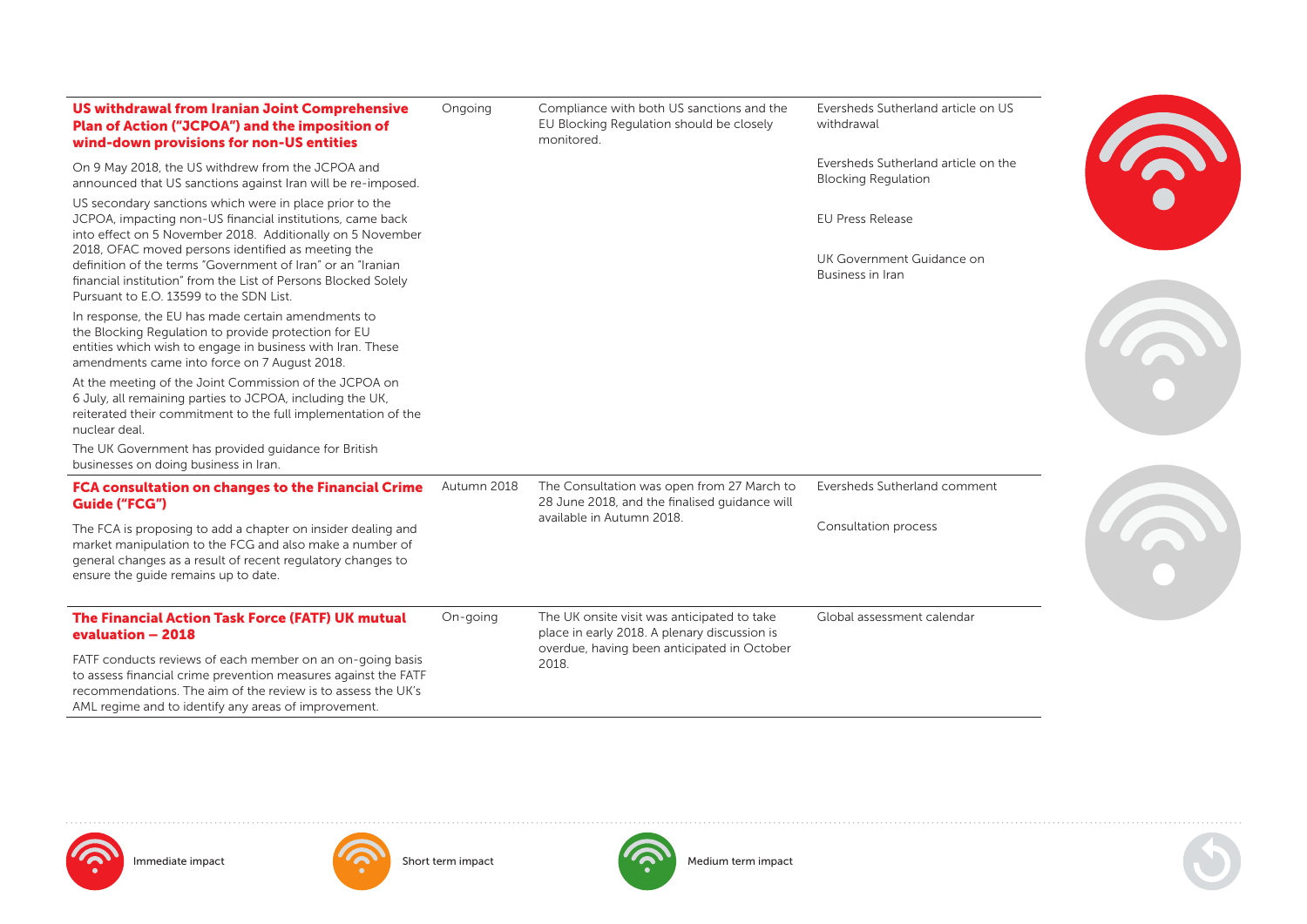| Topic | Timing | Comment | Further information |
|---|---|---|---|
| **US withdrawal from Iranian Joint Comprehensive Plan of Action ("JCPOA") and the imposition of wind-down provisions for non-US entities**<br><br>On 9 May 2018, the US withdrew from the JCPOA and announced that US sanctions against Iran will be re-imposed.<br><br>US secondary sanctions which were in place prior to the JCPOA, impacting non-US financial institutions, came back into effect on 5 November 2018. Additionally on 5 November 2018, OFAC moved persons identified as meeting the definition of the terms "Government of Iran" or an "Iranian financial institution" from the List of Persons Blocked Solely Pursuant to E.O. 13599 to the SDN List.<br><br>In response, the EU has made certain amendments to the Blocking Regulation to provide protection for EU entities which wish to engage in business with Iran. These amendments came into force on 7 August 2018.<br><br>At the meeting of the Joint Commission of the JCPOA on 6 July, all remaining parties to JCPOA, including the UK, reiterated their commitment to the full implementation of the nuclear deal.<br><br>The UK Government has provided guidance for British businesses on doing business in Iran. | Ongoing | Compliance with both US sanctions and the EU Blocking Regulation should be closely monitored. | Eversheds Sutherland article on US withdrawal<br><br>Eversheds Sutherland article on the Blocking Regulation<br><br>EU Press Release<br><br>UK Government Guidance on Business in Iran |
| **FCA consultation on changes to the Financial Crime Guide ("FCG")**<br><br>The FCA is proposing to add a chapter on insider dealing and market manipulation to the FCG and also make a number of general changes as a result of recent regulatory changes to ensure the guide remains up to date. | Autumn 2018 | The Consultation was open from 27 March to 28 June 2018, and the finalised guidance will available in Autumn 2018. | Eversheds Sutherland comment<br><br>Consultation process |
| **The Financial Action Task Force (FATF) UK mutual evaluation – 2018**<br><br>FATF conducts reviews of each member on an on-going basis to assess financial crime prevention measures against the FATF recommendations. The aim of the review is to assess the UK's AML regime and to identify any areas of improvement. | On-going | The UK onsite visit was anticipated to take place in early 2018. A plenary discussion is overdue, having been anticipated in October 2018. | Global assessment calendar |

Immediate impact | Short term impact | Medium term impact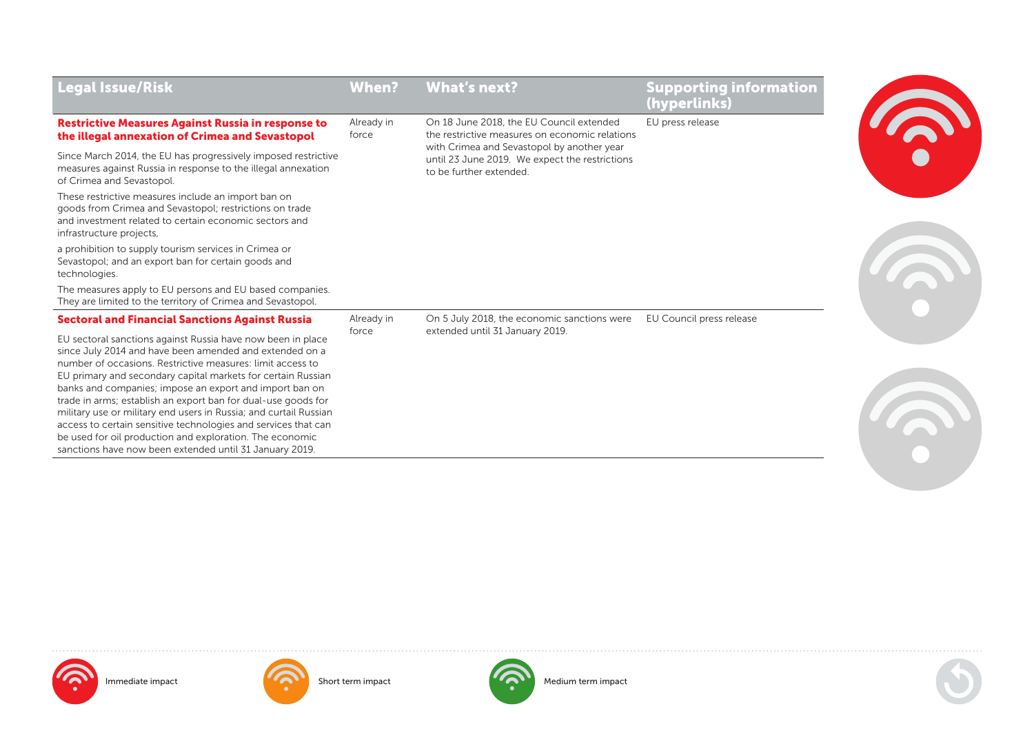| Legal Issue/Risk | When? | What's next? | Supporting information (hyperlinks) |
|---|---|---|---|
| **Restrictive Measures Against Russia in response to the illegal annexation of Crimea and Sevastopol**<br><br>Since March 2014, the EU has progressively imposed restrictive measures against Russia in response to the illegal annexation of Crimea and Sevastopol.<br><br>These restrictive measures include an import ban on goods from Crimea and Sevastopol; restrictions on trade and investment related to certain economic sectors and infrastructure projects,<br><br>a prohibition to supply tourism services in Crimea or Sevastopol; and an export ban for certain goods and technologies.<br><br>The measures apply to EU persons and EU based companies. They are limited to the territory of Crimea and Sevastopol. | Already in force | On 18 June 2018, the EU Council extended the restrictive measures on economic relations with Crimea and Sevastopol by another year until 23 June 2019. We expect the restrictions to be further extended. | EU press release |
| **Sectoral and Financial Sanctions Against Russia**<br><br>EU sectoral sanctions against Russia have now been in place since July 2014 and have been amended and extended on a number of occasions. Restrictive measures: limit access to EU primary and secondary capital markets for certain Russian banks and companies; impose an export and import ban on trade in arms; establish an export ban for dual-use goods for military use or military end users in Russia; and curtail Russian access to certain sensitive technologies and services that can be used for oil production and exploration. The economic sanctions have now been extended until 31 January 2019. | Already in force | On 5 July 2018, the economic sanctions were extended until 31 January 2019. | EU Council press release |

Immediate impact

Short term impact

Medium term impact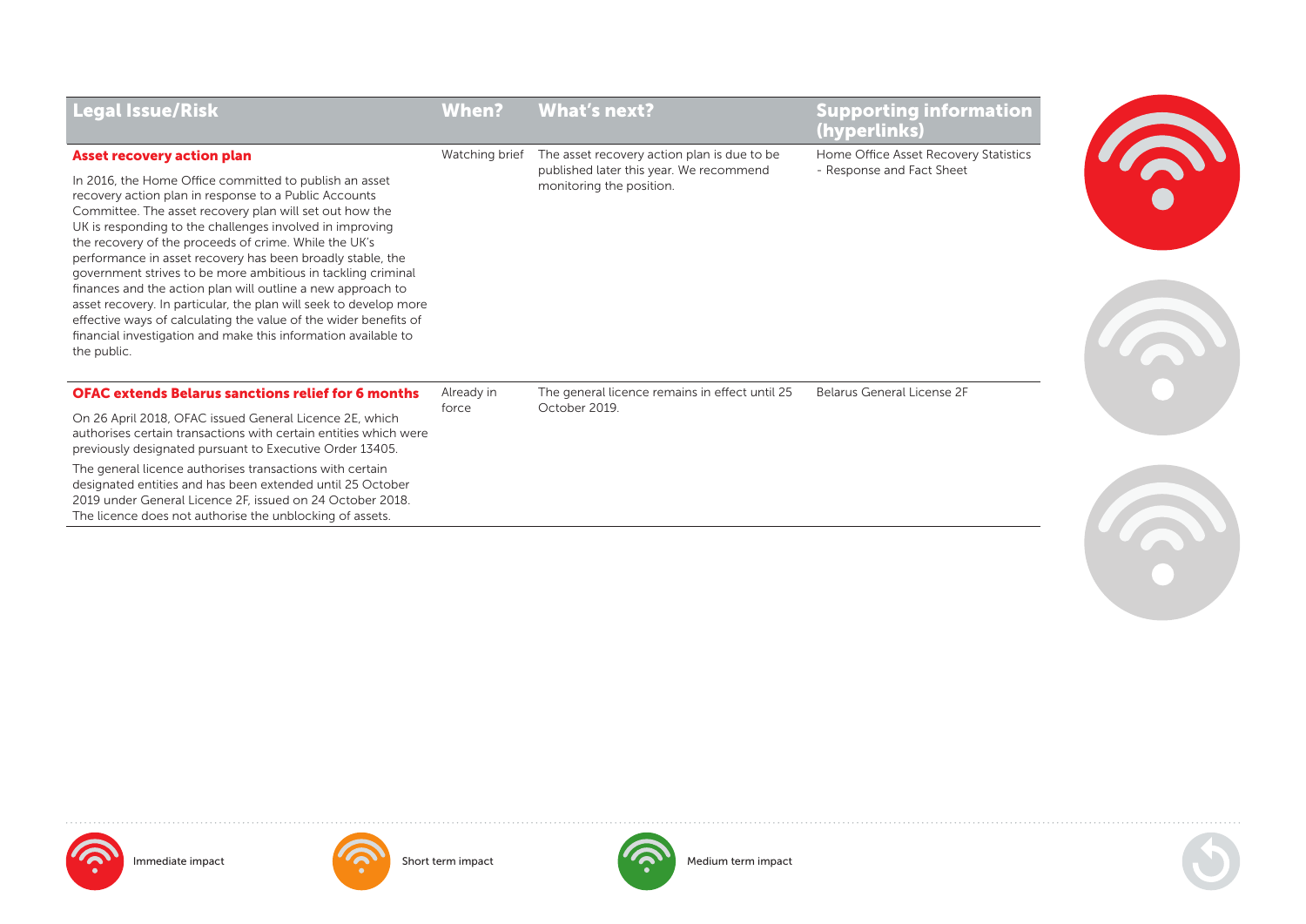| Legal Issue/Risk | When? | What's next? | Supporting information (hyperlinks) |
|---|---|---|---|
| **Asset recovery action plan**<br><br>In 2016, the Home Office committed to publish an asset recovery action plan in response to a Public Accounts Committee. The asset recovery plan will set out how the UK is responding to the challenges involved in improving the recovery of the proceeds of crime. While the UK's performance in asset recovery has been broadly stable, the government strives to be more ambitious in tackling criminal finances and the action plan will outline a new approach to asset recovery. In particular, the plan will seek to develop more effective ways of calculating the value of the wider benefits of financial investigation and make this information available to the public. | Watching brief | The asset recovery action plan is due to be published later this year. We recommend monitoring the position. | Home Office Asset Recovery Statistics - Response and Fact Sheet |
| **OFAC extends Belarus sanctions relief for 6 months**<br><br>On 26 April 2018, OFAC issued General Licence 2E, which authorises certain transactions with certain entities which were previously designated pursuant to Executive Order 13405.<br><br>The general licence authorises transactions with certain designated entities and has been extended until 25 October 2019 under General Licence 2F, issued on 24 October 2018. The licence does not authorise the unblocking of assets. | Already in force | The general licence remains in effect until 25 October 2019. | Belarus General License 2F |

Immediate impact

Short term impact

Medium term impact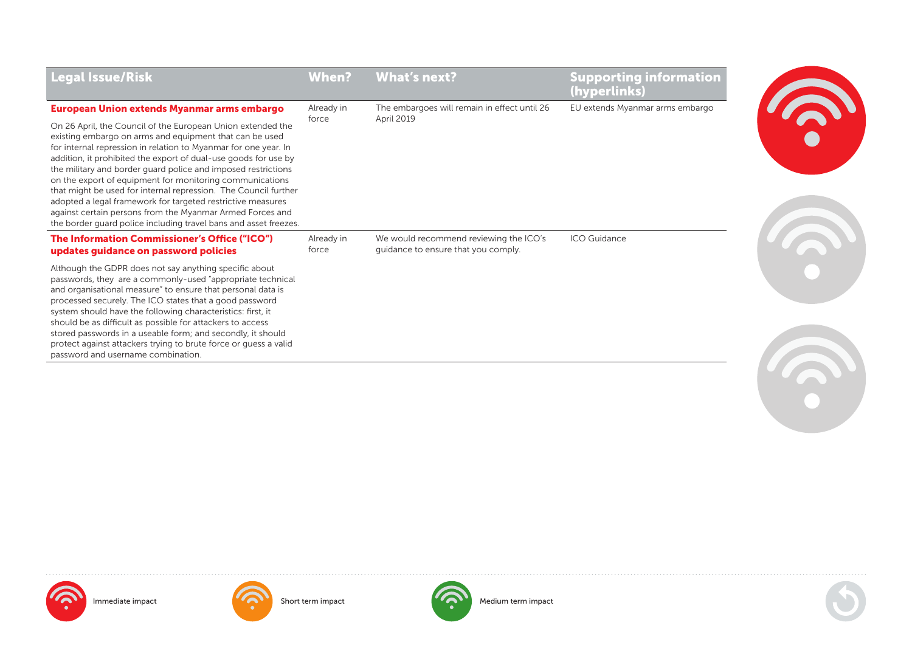| Legal Issue/Risk | When? | What's next? | Supporting information (hyperlinks) |
| --- | --- | --- | --- |
| **European Union extends Myanmar arms embargo**<br><br>On 26 April, the Council of the European Union extended the existing embargo on arms and equipment that can be used for internal repression in relation to Myanmar for one year. In addition, it prohibited the export of dual-use goods for use by the military and border guard police and imposed restrictions on the export of equipment for monitoring communications that might be used for internal repression. The Council further adopted a legal framework for targeted restrictive measures against certain persons from the Myanmar Armed Forces and the border guard police including travel bans and asset freezes. | Already in force | The embargoes will remain in effect until 26 April 2019 | EU extends Myanmar arms embargo |
| **The Information Commissioner's Office ("ICO") updates guidance on password policies**<br><br>Although the GDPR does not say anything specific about passwords, they are a commonly-used "appropriate technical and organisational measure" to ensure that personal data is processed securely. The ICO states that a good password system should have the following characteristics: first, it should be as difficult as possible for attackers to access stored passwords in a useable form; and secondly, it should protect against attackers trying to brute force or guess a valid password and username combination. | Already in force | We would recommend reviewing the ICO's guidance to ensure that you comply. | ICO Guidance |

Immediate impact

Short term impact

Medium term impact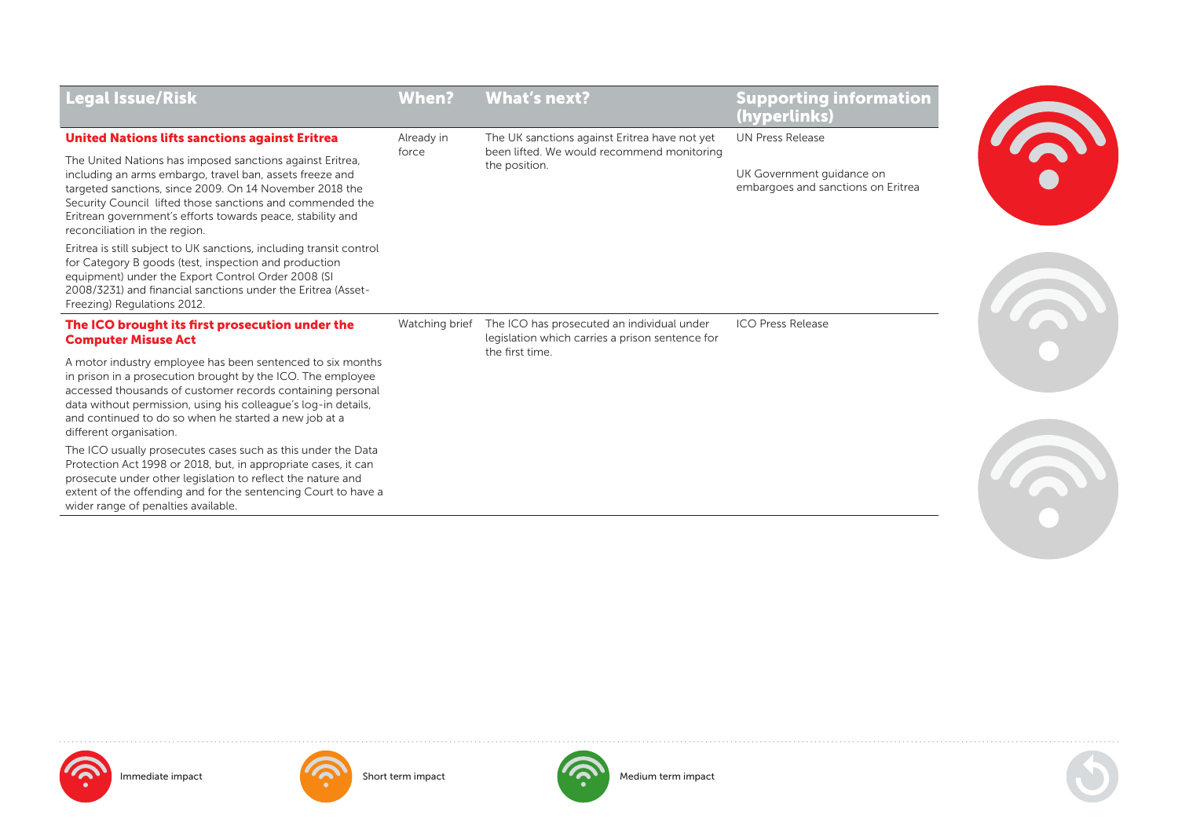| Legal Issue/Risk | When? | What's next? | Supporting information (hyperlinks) |
|---|---|---|---|
| **United Nations lifts sanctions against Eritrea**<br><br>The United Nations has imposed sanctions against Eritrea, including an arms embargo, travel ban, assets freeze and targeted sanctions, since 2009. On 14 November 2018 the Security Council lifted those sanctions and commended the Eritrean government's efforts towards peace, stability and reconciliation in the region.<br><br>Eritrea is still subject to UK sanctions, including transit control for Category B goods (test, inspection and production equipment) under the Export Control Order 2008 (SI 2008/3231) and financial sanctions under the Eritrea (Asset-Freezing) Regulations 2012. | Already in force | The UK sanctions against Eritrea have not yet been lifted. We would recommend monitoring the position. | UN Press Release<br><br>UK Government guidance on embargoes and sanctions on Eritrea |
| **The ICO brought its first prosecution under the Computer Misuse Act**<br><br>A motor industry employee has been sentenced to six months in prison in a prosecution brought by the ICO. The employee accessed thousands of customer records containing personal data without permission, using his colleague's log-in details, and continued to do so when he started a new job at a different organisation.<br><br>The ICO usually prosecutes cases such as this under the Data Protection Act 1998 or 2018, but, in appropriate cases, it can prosecute under other legislation to reflect the nature and extent of the offending and for the sentencing Court to have a wider range of penalties available. | Watching brief | The ICO has prosecuted an individual under legislation which carries a prison sentence for the first time. | ICO Press Release |

Immediate impact

Short term impact

Medium term impact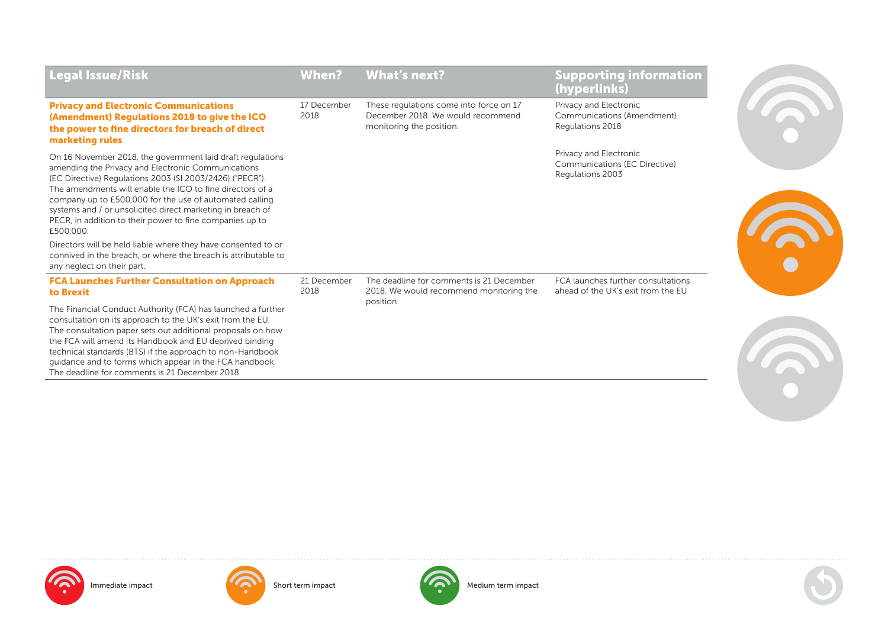| Legal Issue/Risk | When? | What's next? | Supporting information (hyperlinks) |
|---|---|---|---|
| **Privacy and Electronic Communications (Amendment) Regulations 2018 to give the ICO the power to fine directors for breach of direct marketing rules**<br><br>On 16 November 2018, the government laid draft regulations amending the Privacy and Electronic Communications (EC Directive) Regulations 2003 (SI 2003/2426) ("PECR"). The amendments will enable the ICO to fine directors of a company up to £500,000 for the use of automated calling systems and / or unsolicited direct marketing in breach of PECR, in addition to their power to fine companies up to £500,000.<br><br>Directors will be held liable where they have consented to or connived in the breach, or where the breach is attributable to any neglect on their part. | 17 December 2018 | These regulations come into force on 17 December 2018. We would recommend monitoring the position. | Privacy and Electronic Communications (Amendment) Regulations 2018<br><br>Privacy and Electronic Communications (EC Directive) Regulations 2003 |
| **FCA Launches Further Consultation on Approach to Brexit**<br><br>The Financial Conduct Authority (FCA) has launched a further consultation on its approach to the UK's exit from the EU. The consultation paper sets out additional proposals on how the FCA will amend its Handbook and EU deprived binding technical standards (BTS) if the approach to non-Handbook guidance and to forms which appear in the FCA handbook. The deadline for comments is 21 December 2018. | 21 December 2018 | The deadline for comments is 21 December 2018. We would recommend monitoring the position. | FCA launches further consultations ahead of the UK's exit from the EU |

Immediate impact &nbsp;&nbsp; Short term impact &nbsp;&nbsp; Medium term impact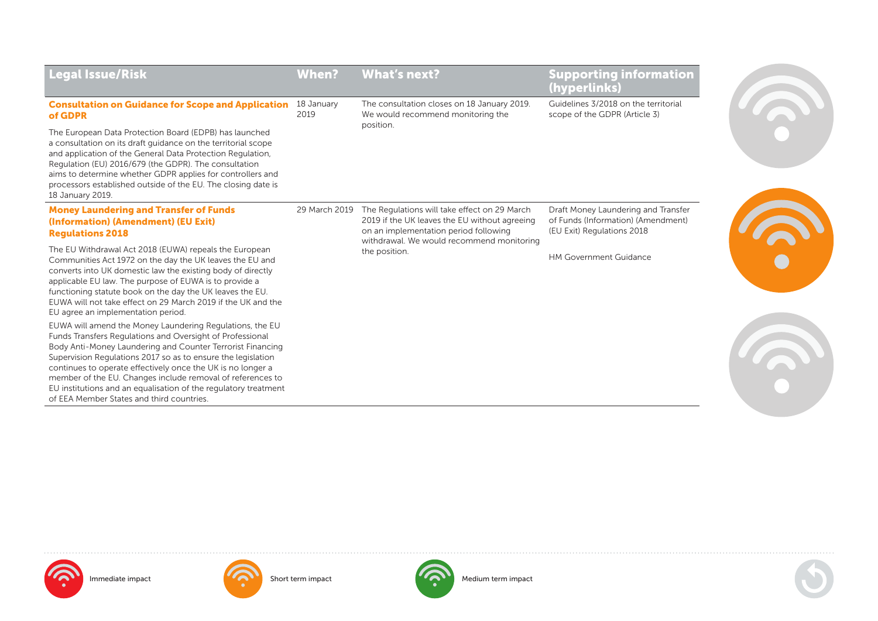| Legal Issue/Risk | When? | What's next? | Supporting information (hyperlinks) |
|---|---|---|---|
| **Consultation on Guidance for Scope and Application of GDPR**<br><br>The European Data Protection Board (EDPB) has launched a consultation on its draft guidance on the territorial scope and application of the General Data Protection Regulation, Regulation (EU) 2016/679 (the GDPR). The consultation aims to determine whether GDPR applies for controllers and processors established outside of the EU. The closing date is 18 January 2019. | 18 January 2019 | The consultation closes on 18 January 2019. We would recommend monitoring the position. | Guidelines 3/2018 on the territorial scope of the GDPR (Article 3) |
| **Money Laundering and Transfer of Funds (Information) (Amendment) (EU Exit) Regulations 2018**<br><br>The EU Withdrawal Act 2018 (EUWA) repeals the European Communities Act 1972 on the day the UK leaves the EU and converts into UK domestic law the existing body of directly applicable EU law. The purpose of EUWA is to provide a functioning statute book on the day the UK leaves the EU. EUWA will not take effect on 29 March 2019 if the UK and the EU agree an implementation period.<br><br>EUWA will amend the Money Laundering Regulations, the EU Funds Transfers Regulations and Oversight of Professional Body Anti-Money Laundering and Counter Terrorist Financing Supervision Regulations 2017 so as to ensure the legislation continues to operate effectively once the UK is no longer a member of the EU. Changes include removal of references to EU institutions and an equalisation of the regulatory treatment of EEA Member States and third countries. | 29 March 2019 | The Regulations will take effect on 29 March 2019 if the UK leaves the EU without agreeing on an implementation period following withdrawal. We would recommend monitoring the position. | Draft Money Laundering and Transfer of Funds (Information) (Amendment) (EU Exit) Regulations 2018<br><br>HM Government Guidance |

Immediate impact

Short term impact

Medium term impact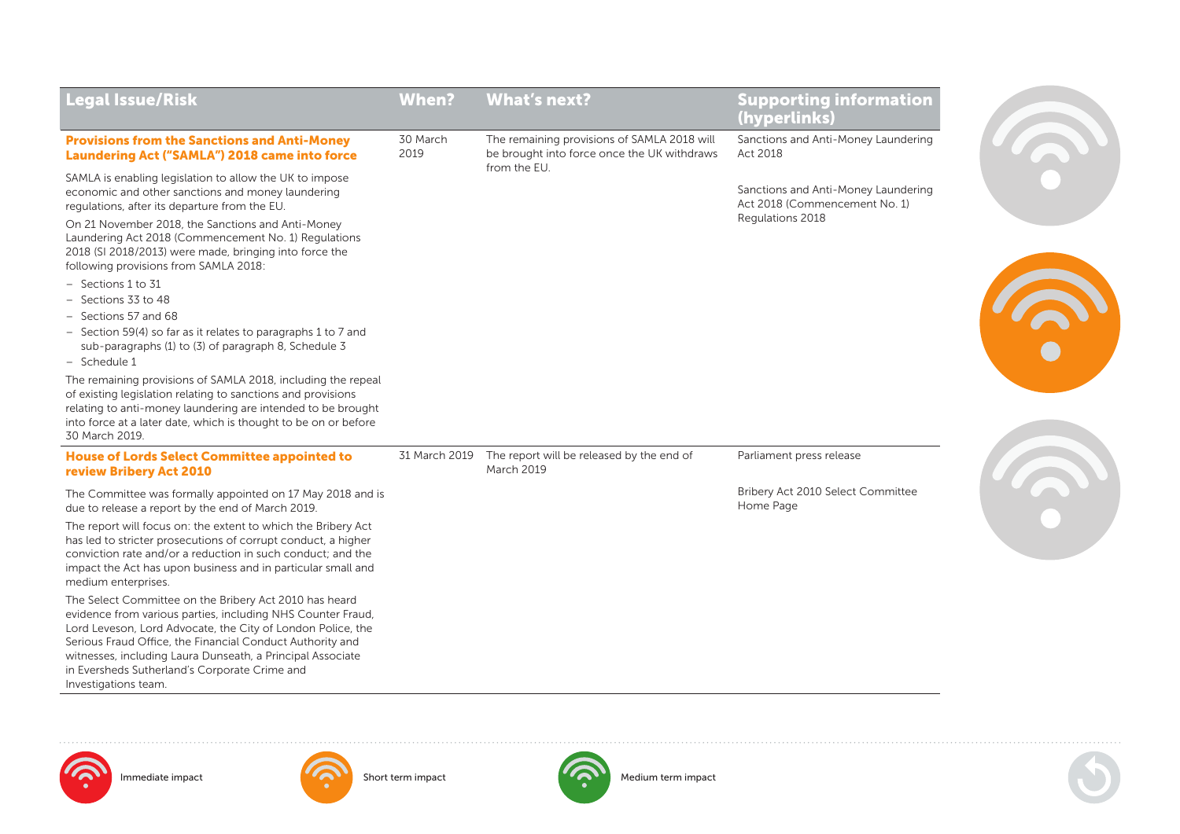| Legal Issue/Risk | When? | What's next? | Supporting information (hyperlinks) |
|---|---|---|---|
| **Provisions from the Sanctions and Anti-Money Laundering Act ("SAMLA") 2018 came into force**<br><br>SAMLA is enabling legislation to allow the UK to impose economic and other sanctions and money laundering regulations, after its departure from the EU.<br><br>On 21 November 2018, the Sanctions and Anti-Money Laundering Act 2018 (Commencement No. 1) Regulations 2018 (SI 2018/2013) were made, bringing into force the following provisions from SAMLA 2018:<br>– Sections 1 to 31<br>– Sections 33 to 48<br>– Sections 57 and 68<br>– Section 59(4) so far as it relates to paragraphs 1 to 7 and sub-paragraphs (1) to (3) of paragraph 8, Schedule 3<br>– Schedule 1<br><br>The remaining provisions of SAMLA 2018, including the repeal of existing legislation relating to sanctions and provisions relating to anti-money laundering are intended to be brought into force at a later date, which is thought to be on or before 30 March 2019. | 30 March 2019 | The remaining provisions of SAMLA 2018 will be brought into force once the UK withdraws from the EU. | Sanctions and Anti-Money Laundering Act 2018<br><br>Sanctions and Anti-Money Laundering Act 2018 (Commencement No. 1) Regulations 2018 |
| **House of Lords Select Committee appointed to review Bribery Act 2010**<br><br>The Committee was formally appointed on 17 May 2018 and is due to release a report by the end of March 2019.<br><br>The report will focus on: the extent to which the Bribery Act has led to stricter prosecutions of corrupt conduct, a higher conviction rate and/or a reduction in such conduct; and the impact the Act has upon business and in particular small and medium enterprises.<br><br>The Select Committee on the Bribery Act 2010 has heard evidence from various parties, including NHS Counter Fraud, Lord Leveson, Lord Advocate, the City of London Police, the Serious Fraud Office, the Financial Conduct Authority and witnesses, including Laura Dunseath, a Principal Associate in Eversheds Sutherland's Corporate Crime and Investigations team. | 31 March 2019 | The report will be released by the end of March 2019 | Parliament press release<br><br>Bribery Act 2010 Select Committee Home Page |

Immediate impact

Short term impact

Medium term impact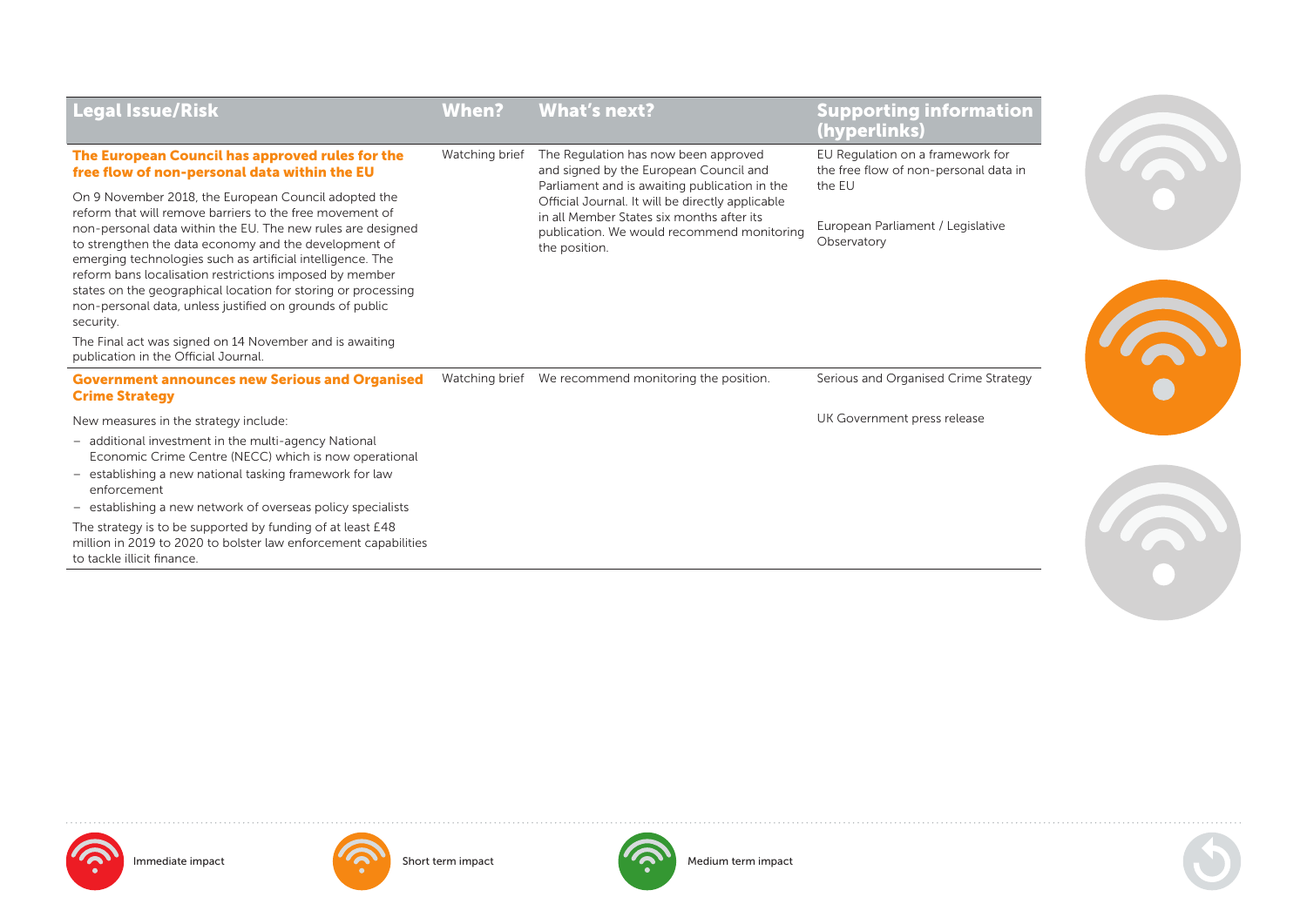| Legal Issue/Risk | When? | What's next? | Supporting information (hyperlinks) |
|---|---|---|---|
| **The European Council has approved rules for the free flow of non-personal data within the EU**<br><br>On 9 November 2018, the European Council adopted the reform that will remove barriers to the free movement of non-personal data within the EU. The new rules are designed to strengthen the data economy and the development of emerging technologies such as artificial intelligence. The reform bans localisation restrictions imposed by member states on the geographical location for storing or processing non-personal data, unless justified on grounds of public security.<br><br>The Final act was signed on 14 November and is awaiting publication in the Official Journal. | Watching brief | The Regulation has now been approved and signed by the European Council and Parliament and is awaiting publication in the Official Journal. It will be directly applicable in all Member States six months after its publication. We would recommend monitoring the position. | EU Regulation on a framework for the free flow of non-personal data in the EU<br><br>European Parliament / Legislative Observatory |
| **Government announces new Serious and Organised Crime Strategy**<br><br>New measures in the strategy include:<br>– additional investment in the multi-agency National Economic Crime Centre (NECC) which is now operational<br>– establishing a new national tasking framework for law enforcement<br>– establishing a new network of overseas policy specialists<br><br>The strategy is to be supported by funding of at least £48 million in 2019 to 2020 to bolster law enforcement capabilities to tackle illicit finance. | Watching brief | We recommend monitoring the position. | Serious and Organised Crime Strategy<br><br>UK Government press release |

Immediate impact

Short term impact

Medium term impact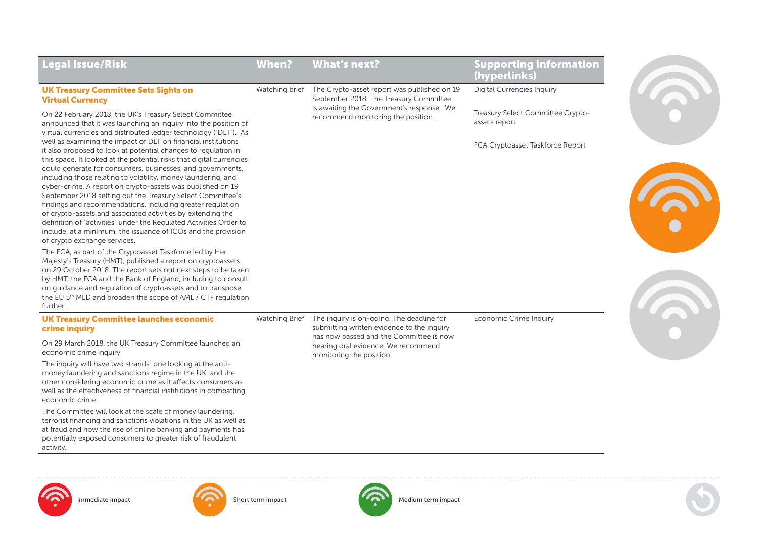| Legal Issue/Risk | When? | What's next? | Supporting information (hyperlinks) |
|---|---|---|---|
| **UK Treasury Committee Sets Sights on Virtual Currency**<br><br>On 22 February 2018, the UK's Treasury Select Committee announced that it was launching an inquiry into the position of virtual currencies and distributed ledger technology ("DLT"). As well as examining the impact of DLT on financial institutions it also proposed to look at potential changes to regulation in this space. It looked at the potential risks that digital currencies could generate for consumers, businesses, and governments, including those relating to volatility, money laundering, and cyber-crime. A report on crypto-assets was published on 19 September 2018 setting out the Treasury Select Committee's findings and recommendations, including greater regulation of crypto-assets and associated activities by extending the definition of "activities" under the Regulated Activities Order to include, at a minimum, the issuance of ICOs and the provision of crypto exchange services.<br><br>The FCA, as part of the Cryptoasset Taskforce led by Her Majesty's Treasury (HMT), published a report on cryptoassets on 29 October 2018. The report sets out next steps to be taken by HMT, the FCA and the Bank of England, including to consult on guidance and regulation of cryptoassets and to transpose the EU 5th MLD and broaden the scope of AML / CTF regulation further. | Watching brief | The Crypto-asset report was published on 19 September 2018. The Treasury Committee is awaiting the Government's response. We recommend monitoring the position. | Digital Currencies Inquiry<br><br>Treasury Select Committee Crypto-assets report<br><br>FCA Cryptoasset Taskforce Report |
| **UK Treasury Committee launches economic crime inquiry**<br><br>On 29 March 2018, the UK Treasury Committee launched an economic crime inquiry.<br><br>The inquiry will have two strands: one looking at the anti-money laundering and sanctions regime in the UK; and the other considering economic crime as it affects consumers as well as the effectiveness of financial institutions in combatting economic crime.<br><br>The Committee will look at the scale of money laundering, terrorist financing and sanctions violations in the UK as well as at fraud and how the rise of online banking and payments has potentially exposed consumers to greater risk of fraudulent activity. | Watching Brief | The inquiry is on-going. The deadline for submitting written evidence to the inquiry has now passed and the Committee is now hearing oral evidence. We recommend monitoring the position. | Economic Crime Inquiry |

Immediate impact | Short term impact | Medium term impact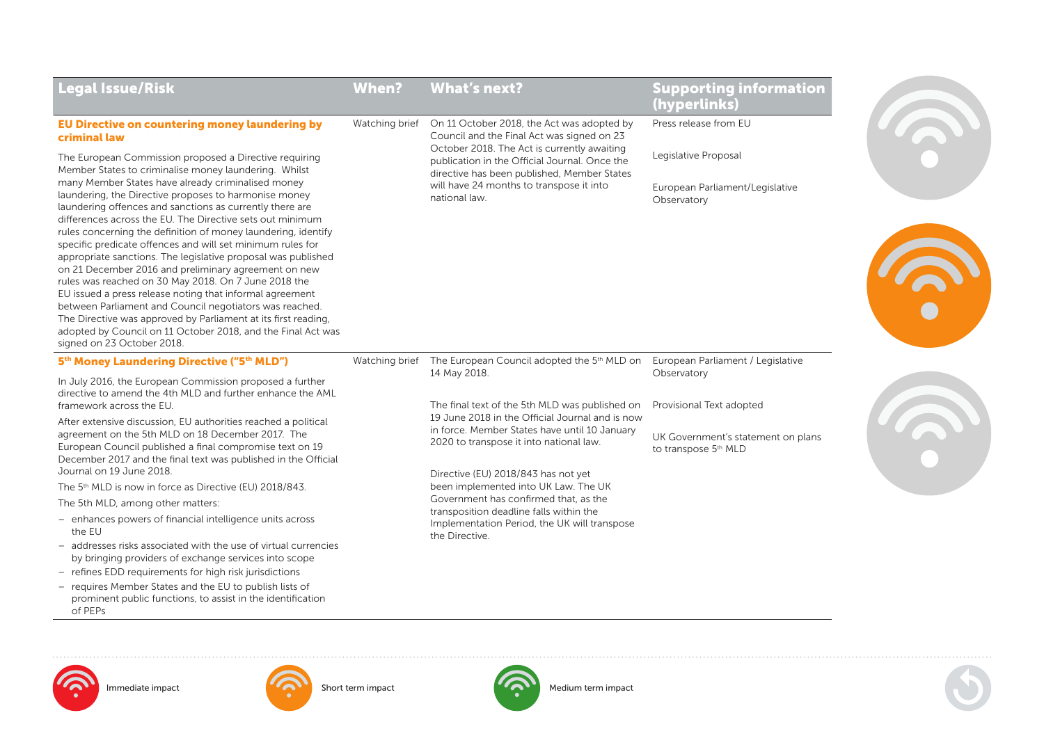| Legal Issue/Risk | When? | What's next? | Supporting information (hyperlinks) |
|---|---|---|---|
| **EU Directive on countering money laundering by criminal law**<br><br>The European Commission proposed a Directive requiring Member States to criminalise money laundering. Whilst many Member States have already criminalised money laundering, the Directive proposes to harmonise money laundering offences and sanctions as currently there are differences across the EU. The Directive sets out minimum rules concerning the definition of money laundering, identify specific predicate offences and will set minimum rules for appropriate sanctions. The legislative proposal was published on 21 December 2016 and preliminary agreement on new rules was reached on 30 May 2018. On 7 June 2018 the EU issued a press release noting that informal agreement between Parliament and Council negotiators was reached. The Directive was approved by Parliament at its first reading, adopted by Council on 11 October 2018, and the Final Act was signed on 23 October 2018. | Watching brief | On 11 October 2018, the Act was adopted by Council and the Final Act was signed on 23 October 2018. The Act is currently awaiting publication in the Official Journal. Once the directive has been published, Member States will have 24 months to transpose it into national law. | Press release from EU<br><br>Legislative Proposal<br><br>European Parliament/Legislative Observatory |
| **5th Money Laundering Directive ("5th MLD")**<br><br>In July 2016, the European Commission proposed a further directive to amend the 4th MLD and further enhance the AML framework across the EU.<br><br>After extensive discussion, EU authorities reached a political agreement on the 5th MLD on 18 December 2017. The European Council published a final compromise text on 19 December 2017 and the final text was published in the Official Journal on 19 June 2018.<br><br>The 5th MLD is now in force as Directive (EU) 2018/843.<br><br>The 5th MLD, among other matters:<br>– enhances powers of financial intelligence units across the EU<br>– addresses risks associated with the use of virtual currencies by bringing providers of exchange services into scope<br>– refines EDD requirements for high risk jurisdictions<br>– requires Member States and the EU to publish lists of prominent public functions, to assist in the identification of PEPs | Watching brief | The European Council adopted the 5th MLD on 14 May 2018.<br><br>The final text of the 5th MLD was published on 19 June 2018 in the Official Journal and is now in force. Member States have until 10 January 2020 to transpose it into national law.<br><br>Directive (EU) 2018/843 has not yet been implemented into UK Law. The UK Government has confirmed that, as the transposition deadline falls within the Implementation Period, the UK will transpose the Directive. | European Parliament / Legislative Observatory<br><br>Provisional Text adopted<br><br>UK Government's statement on plans to transpose 5th MLD |

Immediate impact | Short term impact | Medium term impact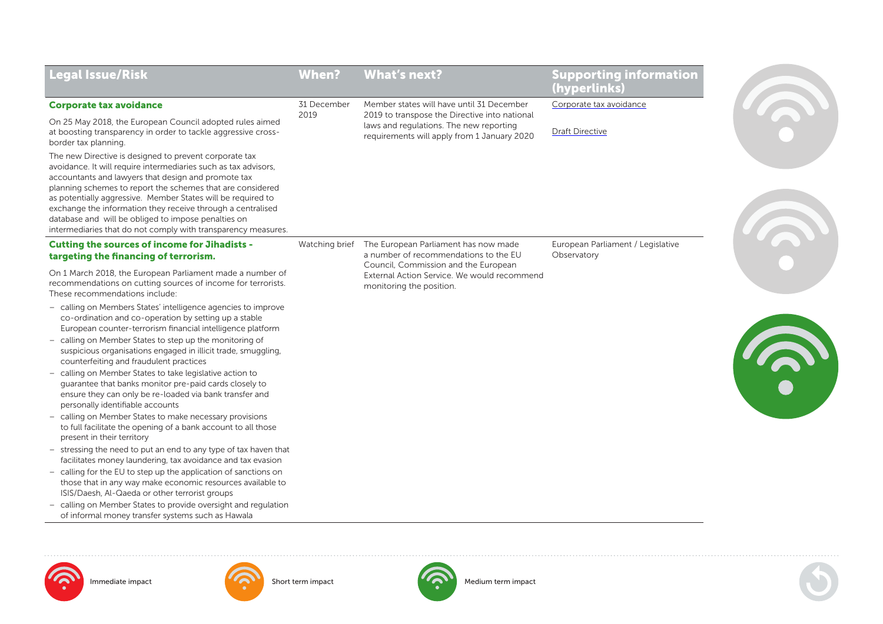| Legal Issue/Risk | When? | What's next? | Supporting information (hyperlinks) |
|---|---|---|---|
| **Corporate tax avoidance**<br><br>On 25 May 2018, the European Council adopted rules aimed at boosting transparency in order to tackle aggressive cross-border tax planning.<br><br>The new Directive is designed to prevent corporate tax avoidance. It will require intermediaries such as tax advisors, accountants and lawyers that design and promote tax planning schemes to report the schemes that are considered as potentially aggressive. Member States will be required to exchange the information they receive through a centralised database and will be obliged to impose penalties on intermediaries that do not comply with transparency measures. | 31 December 2019 | Member states will have until 31 December 2019 to transpose the Directive into national laws and regulations. The new reporting requirements will apply from 1 January 2020 | Corporate tax avoidance<br><br>Draft Directive |
| **Cutting the sources of income for Jihadists - targeting the financing of terrorism.**<br><br>On 1 March 2018, the European Parliament made a number of recommendations on cutting sources of income for terrorists. These recommendations include:<br><br>– calling on Members States' intelligence agencies to improve co-ordination and co-operation by setting up a stable European counter-terrorism financial intelligence platform<br>– calling on Member States to step up the monitoring of suspicious organisations engaged in illicit trade, smuggling, counterfeiting and fraudulent practices<br>– calling on Member States to take legislative action to guarantee that banks monitor pre-paid cards closely to ensure they can only be re-loaded via bank transfer and personally identifiable accounts<br>– calling on Member States to make necessary provisions to full facilitate the opening of a bank account to all those present in their territory<br>– stressing the need to put an end to any type of tax haven that facilitates money laundering, tax avoidance and tax evasion<br>– calling for the EU to step up the application of sanctions on those that in any way make economic resources available to ISIS/Daesh, Al-Qaeda or other terrorist groups<br>– calling on Member States to provide oversight and regulation of informal money transfer systems such as Hawala | Watching brief | The European Parliament has now made a number of recommendations to the EU Council, Commission and the European External Action Service. We would recommend monitoring the position. | European Parliament / Legislative Observatory |

Immediate impact | Short term impact | Medium term impact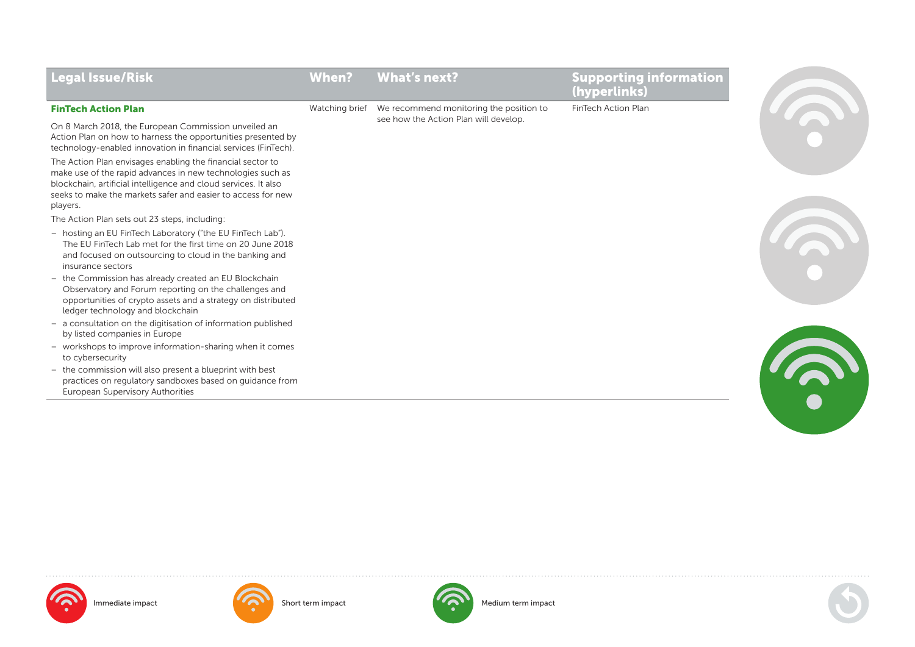| Legal Issue/Risk | When? | What's next? | Supporting information (hyperlinks) |
|---|---|---|---|
| **FinTech Action Plan**<br><br>On 8 March 2018, the European Commission unveiled an Action Plan on how to harness the opportunities presented by technology-enabled innovation in financial services (FinTech).<br><br>The Action Plan envisages enabling the financial sector to make use of the rapid advances in new technologies such as blockchain, artificial intelligence and cloud services. It also seeks to make the markets safer and easier to access for new players.<br><br>The Action Plan sets out 23 steps, including:<br><br>– hosting an EU FinTech Laboratory ("the EU FinTech Lab"). The EU FinTech Lab met for the first time on 20 June 2018 and focused on outsourcing to cloud in the banking and insurance sectors<br>– the Commission has already created an EU Blockchain Observatory and Forum reporting on the challenges and opportunities of crypto assets and a strategy on distributed ledger technology and blockchain<br>– a consultation on the digitisation of information published by listed companies in Europe<br>– workshops to improve information-sharing when it comes to cybersecurity<br>– the commission will also present a blueprint with best practices on regulatory sandboxes based on guidance from European Supervisory Authorities | Watching brief | We recommend monitoring the position to see how the Action Plan will develop. | FinTech Action Plan |

Immediate impact    Short term impact    Medium term impact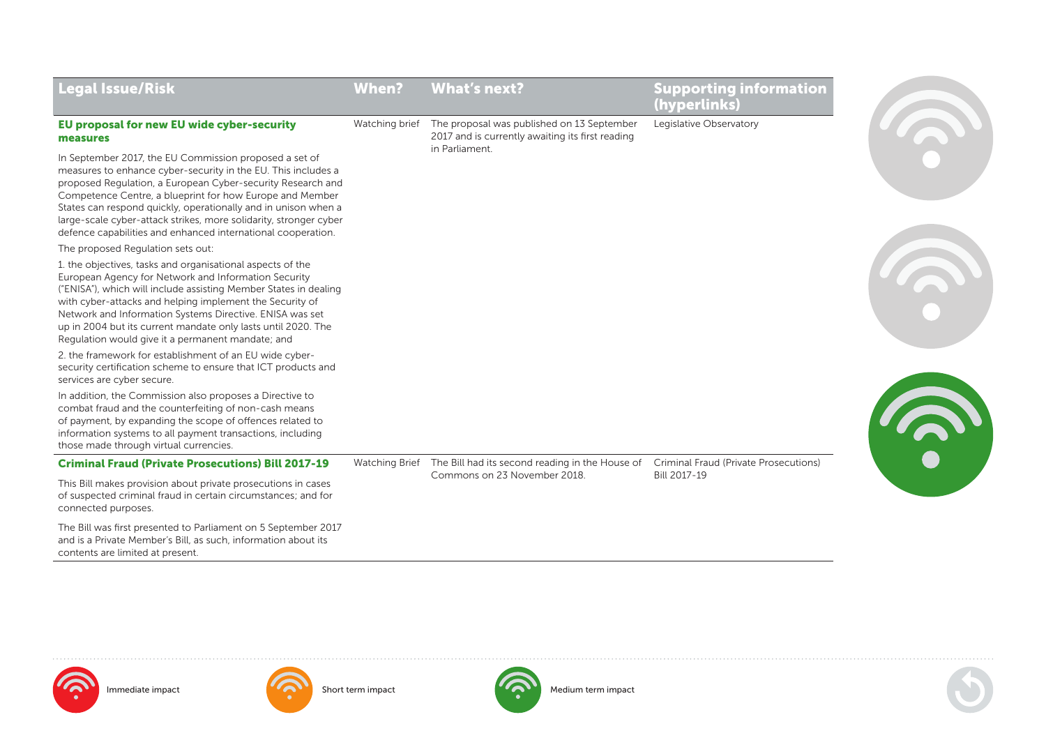| Legal Issue/Risk | When? | What's next? | Supporting information (hyperlinks) |
|---|---|---|---|
| **EU proposal for new EU wide cyber-security measures**<br><br>In September 2017, the EU Commission proposed a set of measures to enhance cyber-security in the EU. This includes a proposed Regulation, a European Cyber-security Research and Competence Centre, a blueprint for how Europe and Member States can respond quickly, operationally and in unison when a large-scale cyber-attack strikes, more solidarity, stronger cyber defence capabilities and enhanced international cooperation.<br><br>The proposed Regulation sets out:<br><br>1. the objectives, tasks and organisational aspects of the European Agency for Network and Information Security ("ENISA"), which will include assisting Member States in dealing with cyber-attacks and helping implement the Security of Network and Information Systems Directive. ENISA was set up in 2004 but its current mandate only lasts until 2020. The Regulation would give it a permanent mandate; and<br><br>2. the framework for establishment of an EU wide cyber-security certification scheme to ensure that ICT products and services are cyber secure.<br><br>In addition, the Commission also proposes a Directive to combat fraud and the counterfeiting of non-cash means of payment, by expanding the scope of offences related to information systems to all payment transactions, including those made through virtual currencies. | Watching brief | The proposal was published on 13 September 2017 and is currently awaiting its first reading in Parliament. | Legislative Observatory |
| **Criminal Fraud (Private Prosecutions) Bill 2017-19**<br><br>This Bill makes provision about private prosecutions in cases of suspected criminal fraud in certain circumstances; and for connected purposes.<br><br>The Bill was first presented to Parliament on 5 September 2017 and is a Private Member's Bill, as such, information about its contents are limited at present. | Watching Brief | The Bill had its second reading in the House of Commons on 23 November 2018. | Criminal Fraud (Private Prosecutions) Bill 2017-19 |

Immediate impact | Short term impact | Medium term impact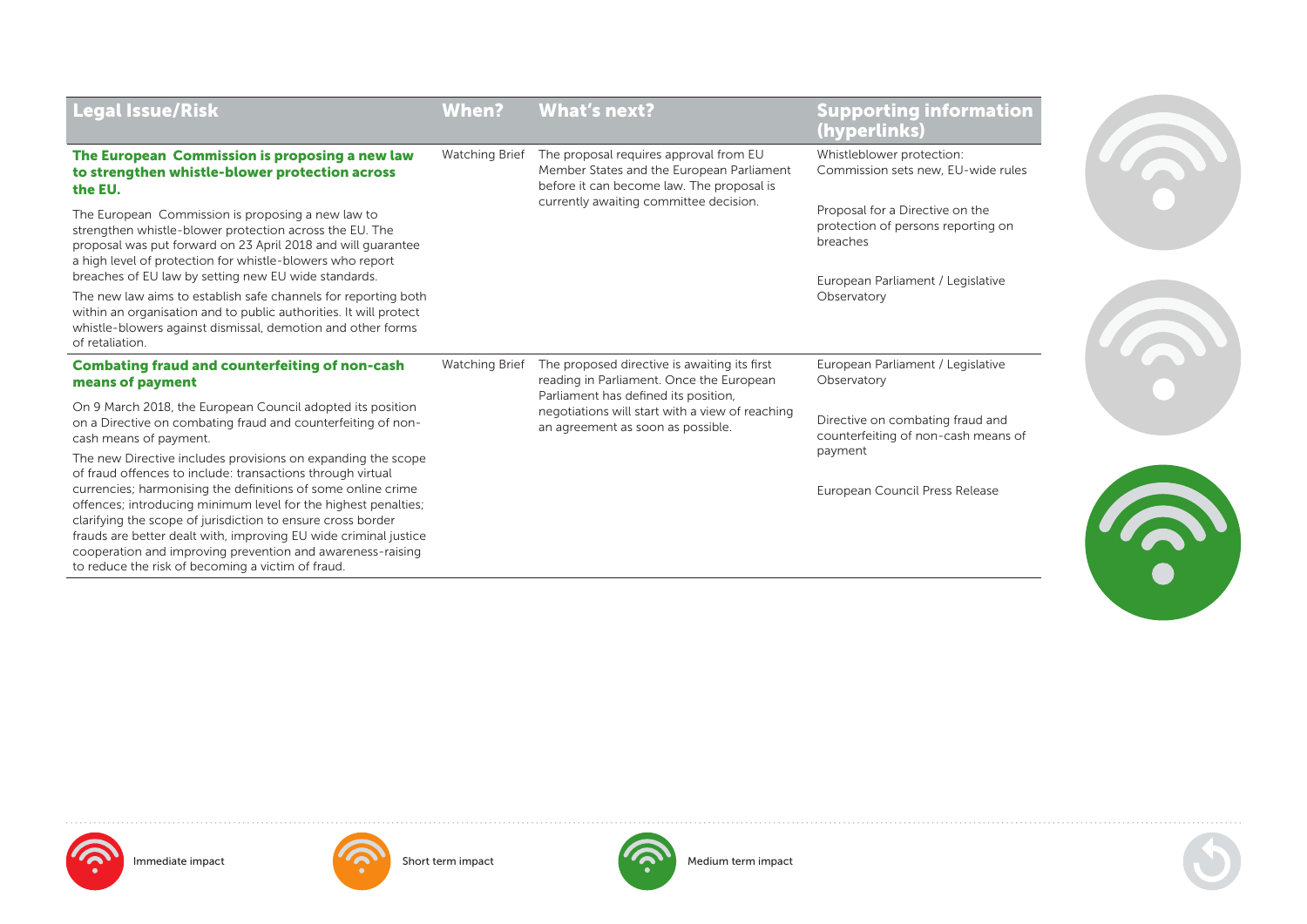| Legal Issue/Risk | When? | What's next? | Supporting information (hyperlinks) |
|---|---|---|---|
| **The European Commission is proposing a new law to strengthen whistle-blower protection across the EU.**<br><br>The European Commission is proposing a new law to strengthen whistle-blower protection across the EU. The proposal was put forward on 23 April 2018 and will guarantee a high level of protection for whistle-blowers who report breaches of EU law by setting new EU wide standards.<br><br>The new law aims to establish safe channels for reporting both within an organisation and to public authorities. It will protect whistle-blowers against dismissal, demotion and other forms of retaliation. | Watching Brief | The proposal requires approval from EU Member States and the European Parliament before it can become law. The proposal is currently awaiting committee decision. | Whistleblower protection: Commission sets new, EU-wide rules<br><br>Proposal for a Directive on the protection of persons reporting on breaches<br><br>European Parliament / Legislative Observatory |
| **Combating fraud and counterfeiting of non-cash means of payment**<br><br>On 9 March 2018, the European Council adopted its position on a Directive on combating fraud and counterfeiting of non-cash means of payment.<br><br>The new Directive includes provisions on expanding the scope of fraud offences to include: transactions through virtual currencies; harmonising the definitions of some online crime offences; introducing minimum level for the highest penalties; clarifying the scope of jurisdiction to ensure cross border frauds are better dealt with, improving EU wide criminal justice cooperation and improving prevention and awareness-raising to reduce the risk of becoming a victim of fraud. | Watching Brief | The proposed directive is awaiting its first reading in Parliament. Once the European Parliament has defined its position, negotiations will start with a view of reaching an agreement as soon as possible. | European Parliament / Legislative Observatory<br><br>Directive on combating fraud and counterfeiting of non-cash means of payment<br><br>European Council Press Release |

Immediate impact — Short term impact — Medium term impact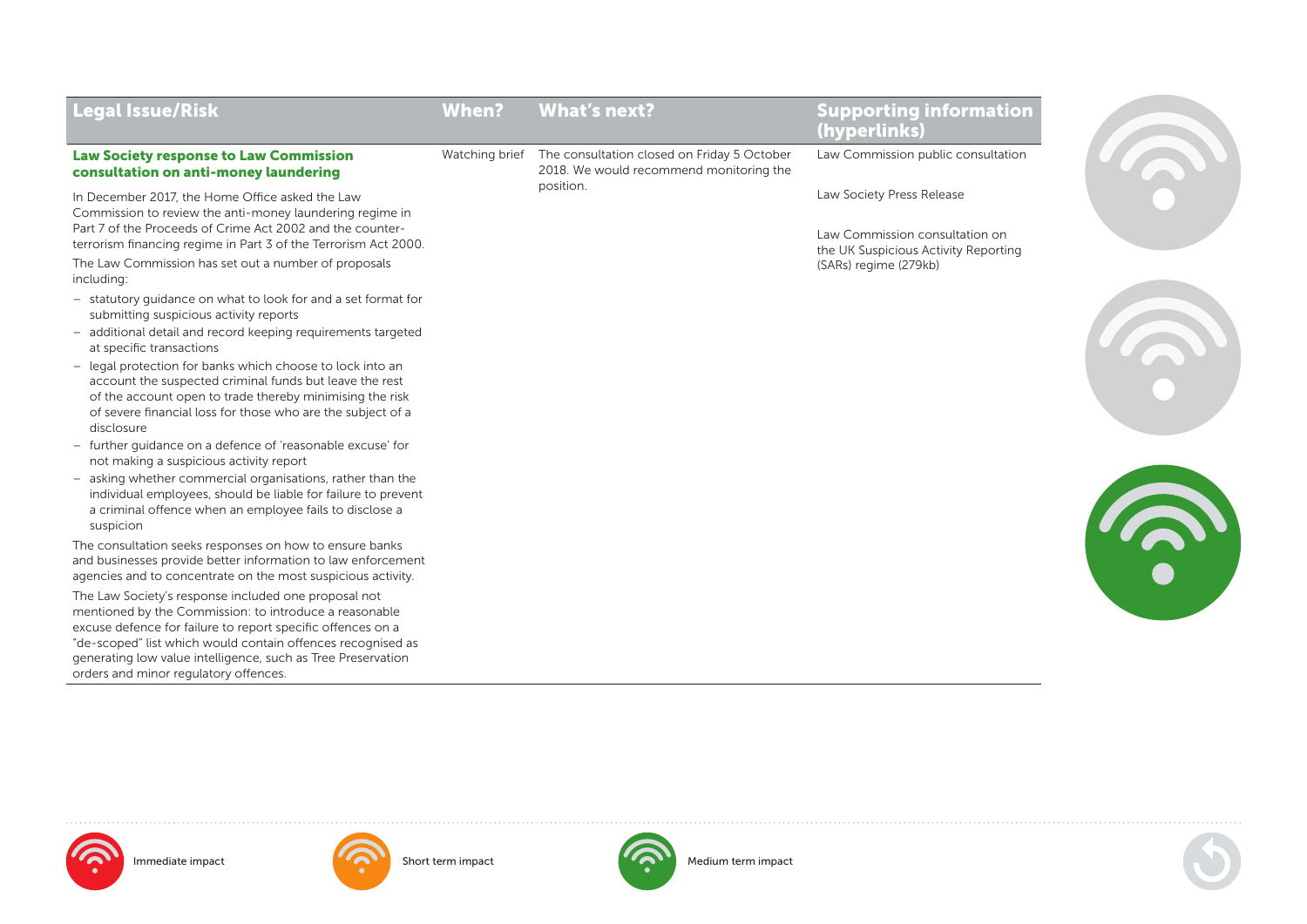| Legal Issue/Risk | When? | What's next? | Supporting information (hyperlinks) |
|---|---|---|---|
| **Law Society response to Law Commission consultation on anti-money laundering**<br><br>In December 2017, the Home Office asked the Law Commission to review the anti-money laundering regime in Part 7 of the Proceeds of Crime Act 2002 and the counter-terrorism financing regime in Part 3 of the Terrorism Act 2000.<br><br>The Law Commission has set out a number of proposals including:<br>– statutory guidance on what to look for and a set format for submitting suspicious activity reports<br>– additional detail and record keeping requirements targeted at specific transactions<br>– legal protection for banks which choose to lock into an account the suspected criminal funds but leave the rest of the account open to trade thereby minimising the risk of severe financial loss for those who are the subject of a disclosure<br>– further guidance on a defence of 'reasonable excuse' for not making a suspicious activity report<br>– asking whether commercial organisations, rather than the individual employees, should be liable for failure to prevent a criminal offence when an employee fails to disclose a suspicion<br><br>The consultation seeks responses on how to ensure banks and businesses provide better information to law enforcement agencies and to concentrate on the most suspicious activity.<br><br>The Law Society's response included one proposal not mentioned by the Commission: to introduce a reasonable excuse defence for failure to report specific offences on a "de-scoped" list which would contain offences recognised as generating low value intelligence, such as Tree Preservation orders and minor regulatory offences. | Watching brief | The consultation closed on Friday 5 October 2018. We would recommend monitoring the position. | Law Commission public consultation<br><br>Law Society Press Release<br><br>Law Commission consultation on the UK Suspicious Activity Reporting (SARs) regime (279kb) |

Immediate impact

Short term impact

Medium term impact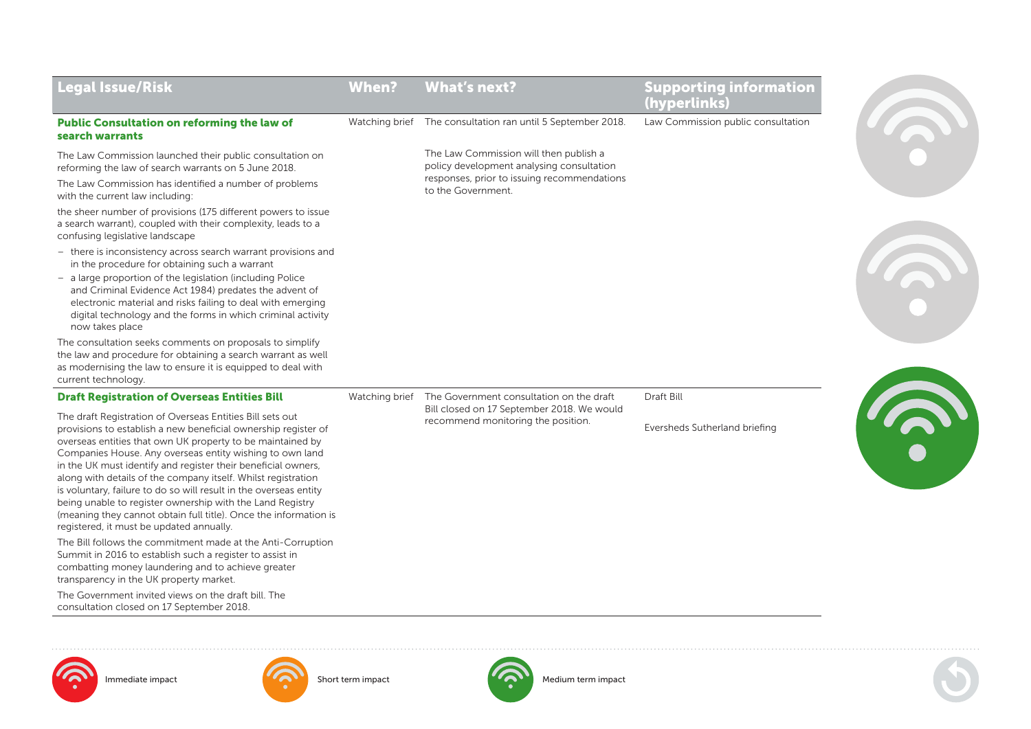| Legal Issue/Risk | When? | What's next? | Supporting information (hyperlinks) |
|---|---|---|---|
| **Public Consultation on reforming the law of search warrants**<br><br>The Law Commission launched their public consultation on reforming the law of search warrants on 5 June 2018.<br><br>The Law Commission has identified a number of problems with the current law including:<br><br>the sheer number of provisions (175 different powers to issue a search warrant), coupled with their complexity, leads to a confusing legislative landscape<br><br>– there is inconsistency across search warrant provisions and in the procedure for obtaining such a warrant<br>– a large proportion of the legislation (including Police and Criminal Evidence Act 1984) predates the advent of electronic material and risks failing to deal with emerging digital technology and the forms in which criminal activity now takes place<br><br>The consultation seeks comments on proposals to simplify the law and procedure for obtaining a search warrant as well as modernising the law to ensure it is equipped to deal with current technology. | Watching brief | The consultation ran until 5 September 2018.<br><br>The Law Commission will then publish a policy development analysing consultation responses, prior to issuing recommendations to the Government. | Law Commission public consultation |
| **Draft Registration of Overseas Entities Bill**<br><br>The draft Registration of Overseas Entities Bill sets out provisions to establish a new beneficial ownership register of overseas entities that own UK property to be maintained by Companies House. Any overseas entity wishing to own land in the UK must identify and register their beneficial owners, along with details of the company itself. Whilst registration is voluntary, failure to do so will result in the overseas entity being unable to register ownership with the Land Registry (meaning they cannot obtain full title). Once the information is registered, it must be updated annually.<br><br>The Bill follows the commitment made at the Anti-Corruption Summit in 2016 to establish such a register to assist in combatting money laundering and to achieve greater transparency in the UK property market.<br><br>The Government invited views on the draft bill. The consultation closed on 17 September 2018. | Watching brief | The Government consultation on the draft Bill closed on 17 September 2018. We would recommend monitoring the position. | Draft Bill<br><br>Eversheds Sutherland briefing |

Immediate impact

Short term impact

Medium term impact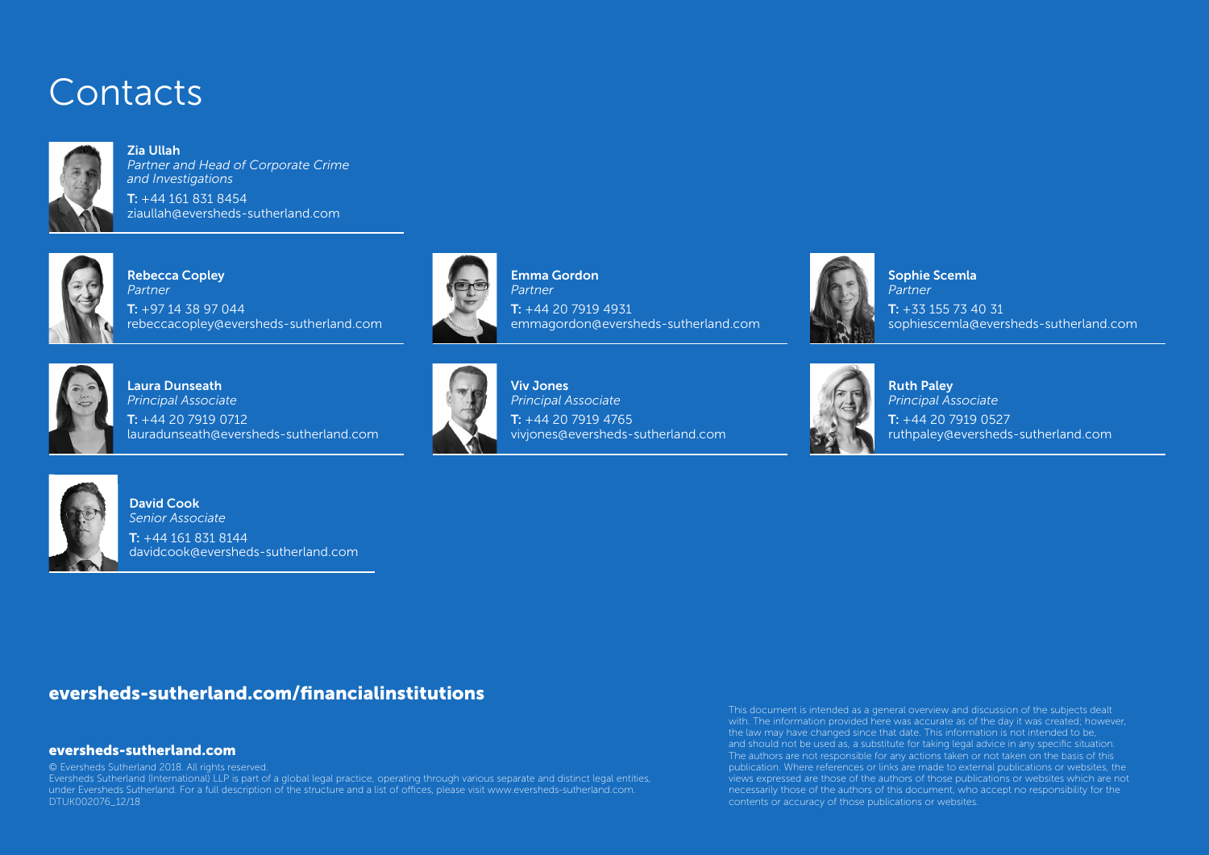# Contacts

**Zia Ullah**
*Partner and Head of Corporate Crime and Investigations*
**T:** +44 161 831 8454
ziaullah@eversheds-sutherland.com

**Rebecca Copley**
*Partner*
**T:** +97 14 38 97 044
rebeccacopley@eversheds-sutherland.com

**Emma Gordon**
*Partner*
**T:** +44 20 7919 4931
emmagordon@eversheds-sutherland.com

**Sophie Scemla**
*Partner*
**T:** +33 155 73 40 31
sophiescemla@eversheds-sutherland.com

**Laura Dunseath**
*Principal Associate*
**T:** +44 20 7919 0712
lauradunseath@eversheds-sutherland.com

**Viv Jones**
*Principal Associate*
**T:** +44 20 7919 4765
vivjones@eversheds-sutherland.com

**Ruth Paley**
*Principal Associate*
**T:** +44 20 7919 0527
ruthpaley@eversheds-sutherland.com

**David Cook**
*Senior Associate*
**T:** +44 161 831 8144
davidcook@eversheds-sutherland.com

## eversheds-sutherland.com/financialinstitutions

**eversheds-sutherland.com**

© Eversheds Sutherland 2018. All rights reserved.
Eversheds Sutherland (International) LLP is part of a global legal practice, operating through various separate and distinct legal entities, under Eversheds Sutherland. For a full description of the structure and a list of offices, please visit www.eversheds-sutherland.com.
DTUK002076_12/18

This document is intended as a general overview and discussion of the subjects dealt with. The information provided here was accurate as of the day it was created; however, the law may have changed since that date. This information is not intended to be, and should not be used as, a substitute for taking legal advice in any specific situation. The authors are not responsible for any actions taken or not taken on the basis of this publication. Where references or links are made to external publications or websites, the views expressed are those of the authors of those publications or websites which are not necessarily those of the authors of this document, who accept no responsibility for the contents or accuracy of those publications or websites.